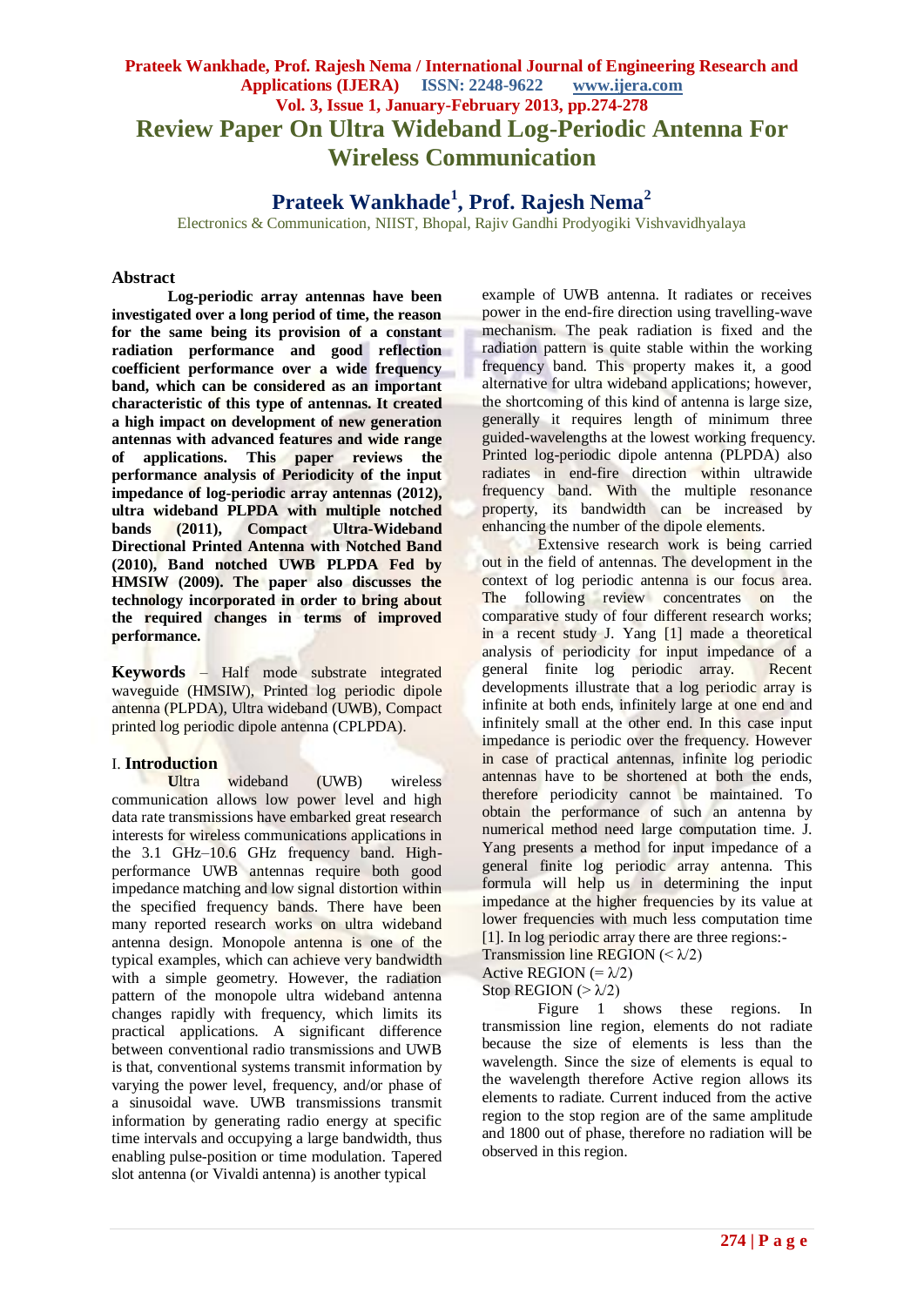# Review Paper On Ultra Wideband Log-Periodic Antenna For Wireless Communication

## Prateek Wankhade[1], Prof. Rajesh Nema[2]

Electronics & Communication, NIIST, Bhopal, Rajiv Gandhi Prodyogiki Vishvavidhyalaya

### Abstract

**Log-periodic array antennas have been investigated over a long period of time, the reason for the same being its provision of a constant radiation performance and good reflection coefficient performance over a wide frequency band, which can be considered as an important characteristic of this type of antennas. It created a high impact on development of new generation antennas with advanced features and wide range of applications. This paper reviews the performance analysis of Periodicity of the input impedance of log-periodic array antennas (2012), ultra wideband PLPDA with multiple notched bands (2011), Compact Ultra-Wideband Directional Printed Antenna with Notched Band (2010), Band notched UWB PLPDA Fed by HMSIW (2009). The paper also discusses the technology incorporated in order to bring about the required changes in terms of improved performance.**

**Keywords** – Half mode substrate integrated waveguide (HMSIW), Printed log periodic dipole antenna (PLPDA), Ultra wideband (UWB), Compact printed log periodic dipole antenna (CPLPDA).

## I. Introduction

Ultra wideband (UWB) wireless communication allows low power level and high data rate transmissions have embarked great research interests for wireless communications applications in the 3.1 GHz–10.6 GHz frequency band. High-performance UWB antennas require both good impedance matching and low signal distortion within the specified frequency bands. There have been many reported research works on ultra wideband antenna design. Monopole antenna is one of the typical examples, which can achieve very bandwidth with a simple geometry. However, the radiation pattern of the monopole ultra wideband antenna changes rapidly with frequency, which limits its practical applications. A significant difference between conventional radio transmissions and UWB is that, conventional systems transmit information by varying the power level, frequency, and/or phase of a sinusoidal wave. UWB transmissions transmit information by generating radio energy at specific time intervals and occupying a large bandwidth, thus enabling pulse-position or time modulation. Tapered slot antenna (or Vivaldi antenna) is another typical example of UWB antenna. It radiates or receives power in the end-fire direction using travelling-wave mechanism. The peak radiation is fixed and the radiation pattern is quite stable within the working frequency band. This property makes it, a good alternative for ultra wideband applications; however, the shortcoming of this kind of antenna is large size, generally it requires length of minimum three guided-wavelengths at the lowest working frequency. Printed log-periodic dipole antenna (PLPDA) also radiates in end-fire direction within ultrawide frequency band. With the multiple resonance property, its bandwidth can be increased by enhancing the number of the dipole elements.

Extensive research work is being carried out in the field of antennas. The development in the context of log periodic antenna is our focus area. The following review concentrates on the comparative study of four different research works; in a recent study J. Yang [1] made a theoretical analysis of periodicity for input impedance of a general finite log periodic array. Recent developments illustrate that a log periodic array is infinite at both ends, infinitely large at one end and infinitely small at the other end. In this case input impedance is periodic over the frequency. However in case of practical antennas, infinite log periodic antennas have to be shortened at both the ends, therefore periodicity cannot be maintained. To obtain the performance of such an antenna by numerical method need large computation time. J. Yang presents a method for input impedance of a general finite log periodic array antenna. This formula will help us in determining the input impedance at the higher frequencies by its value at lower frequencies with much less computation time [1]. In log periodic array there are three regions:-

Transmission line REGION ($< \lambda/2$)

Active REGION ($= \lambda/2$)

Stop REGION ($> \lambda/2$)

Figure 1 shows these regions. In transmission line region, elements do not radiate because the size of elements is less than the wavelength. Since the size of elements is equal to the wavelength therefore Active region allows its elements to radiate. Current induced from the active region to the stop region are of the same amplitude and 1800 out of phase, therefore no radiation will be observed in this region.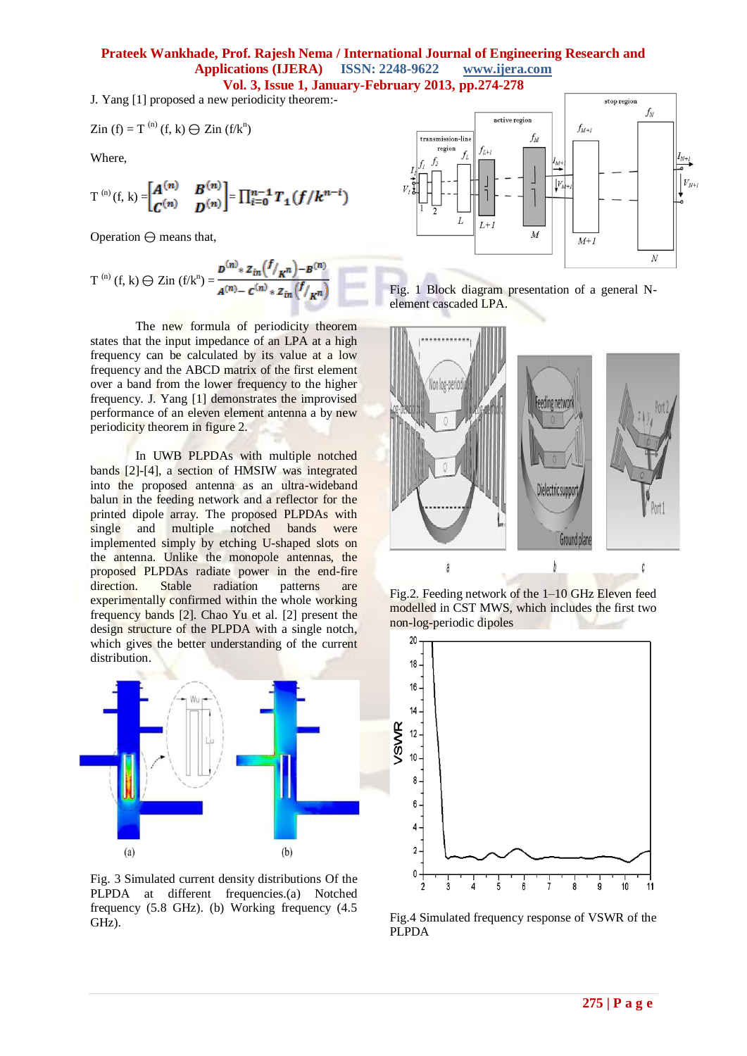J. Yang [1] proposed a new periodicity theorem:-

$$Z_{in}(f) = T^{(n)}(f, k) \ominus Z_{in}(f/k^n)$$

Where,

$$T^{(n)}(f, k) = \begin{bmatrix} A^{(n)} & B^{(n)} \\ C^{(n)} & D^{(n)} \end{bmatrix} = \prod_{i=0}^{n-1} T_1(f/k^{n-i})$$

Operation $\ominus$ means that,

$$T^{(n)}(f, k) \ominus Z_{in}(f/k^n) = \frac{D^{(n)} * Z_{in}(f/K^n) - B^{(n)}}{A^{(n)} - C^{(n)} * Z_{in}(f/K^n)}$$

The new formula of periodicity theorem states that the input impedance of an LPA at a high frequency can be calculated by its value at a low frequency and the ABCD matrix of the first element over a band from the lower frequency to the higher frequency. J. Yang [1] demonstrates the improvised performance of an eleven element antenna a by new periodicity theorem in figure 2.

In UWB PLPDAs with multiple notched bands [2]-[4], a section of HMSIW was integrated into the proposed antenna as an ultra-wideband balun in the feeding network and a reflector for the printed dipole array. The proposed PLPDAs with single and multiple notched bands were implemented simply by etching U-shaped slots on the antenna. Unlike the monopole antennas, the proposed PLPDAs radiate power in the end-fire direction. Stable radiation patterns are experimentally confirmed within the whole working frequency bands [2]. Chao Yu et al. [2] present the design structure of the PLPDA with a single notch, which gives the better understanding of the current distribution.

Fig. 3 Simulated current density distributions Of the PLPDA at different frequencies.(a) Notched frequency (5.8 GHz). (b) Working frequency (4.5 GHz).

Fig. 1 Block diagram presentation of a general N-element cascaded LPA.

Fig.2. Feeding network of the 1–10 GHz Eleven feed modelled in CST MWS, which includes the first two non-log-periodic dipoles

Fig.4 Simulated frequency response of VSWR of the PLPDA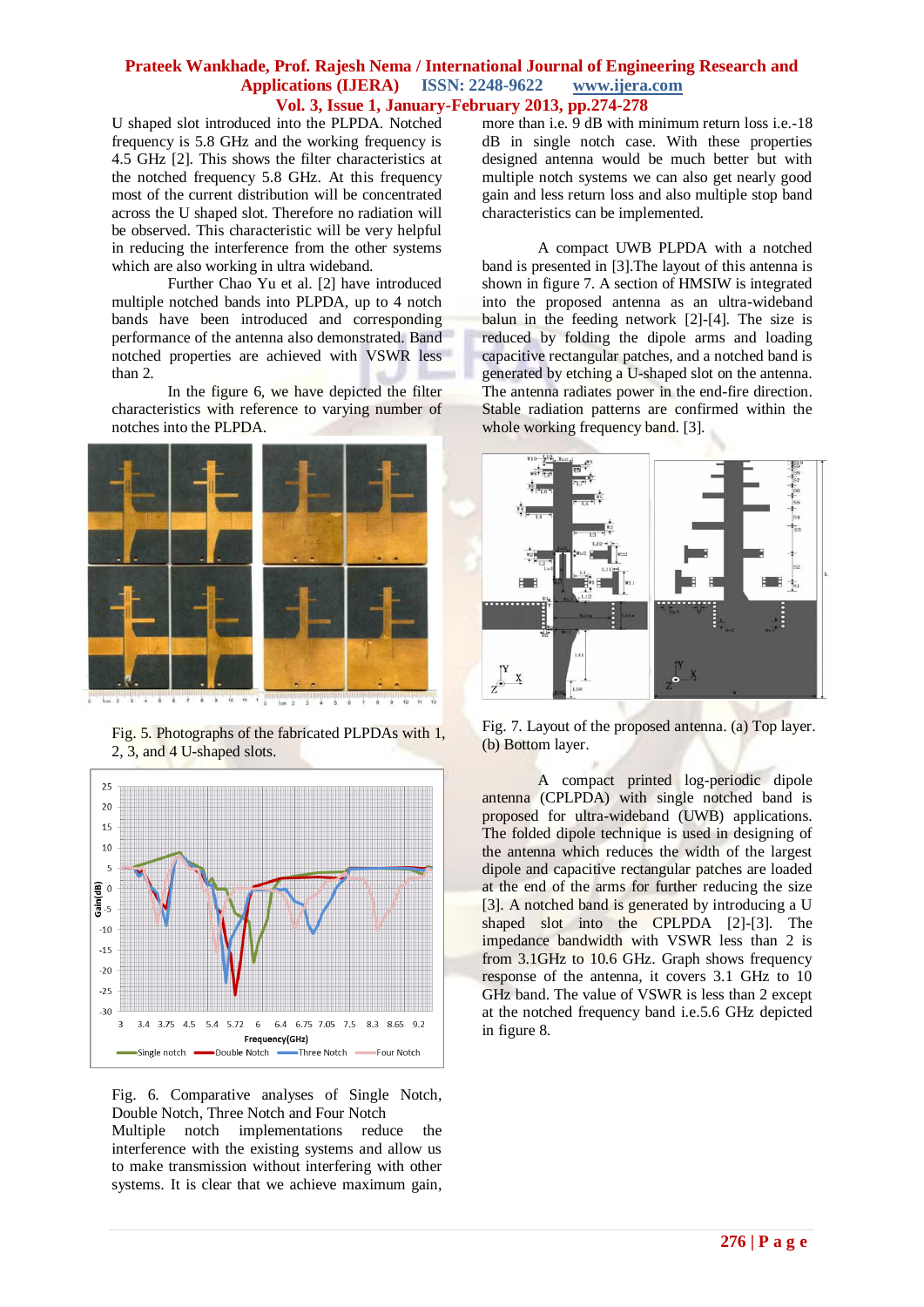U shaped slot introduced into the PLPDA. Notched frequency is 5.8 GHz and the working frequency is 4.5 GHz [2]. This shows the filter characteristics at the notched frequency 5.8 GHz. At this frequency most of the current distribution will be concentrated across the U shaped slot. Therefore no radiation will be observed. This characteristic will be very helpful in reducing the interference from the other systems which are also working in ultra wideband.

Further Chao Yu et al. [2] have introduced multiple notched bands into PLPDA, up to 4 notch bands have been introduced and corresponding performance of the antenna also demonstrated. Band notched properties are achieved with VSWR less than 2.

In the figure 6, we have depicted the filter characteristics with reference to varying number of notches into the PLPDA.

Fig. 5. Photographs of the fabricated PLPDAs with 1, 2, 3, and 4 U-shaped slots.

Fig. 6. Comparative analyses of Single Notch, Double Notch, Three Notch and Four Notch

Multiple notch implementations reduce the interference with the existing systems and allow us to make transmission without interfering with other systems. It is clear that we achieve maximum gain, more than i.e. 9 dB with minimum return loss i.e.-18 dB in single notch case. With these properties designed antenna would be much better but with multiple notch systems we can also get nearly good gain and less return loss and also multiple stop band characteristics can be implemented.

A compact UWB PLPDA with a notched band is presented in [3].The layout of this antenna is shown in figure 7. A section of HMSIW is integrated into the proposed antenna as an ultra-wideband balun in the feeding network [2]-[4]. The size is reduced by folding the dipole arms and loading capacitive rectangular patches, and a notched band is generated by etching a U-shaped slot on the antenna. The antenna radiates power in the end-fire direction. Stable radiation patterns are confirmed within the whole working frequency band. [3].

Fig. 7. Layout of the proposed antenna. (a) Top layer. (b) Bottom layer.

A compact printed log-periodic dipole antenna (CPLPDA) with single notched band is proposed for ultra-wideband (UWB) applications. The folded dipole technique is used in designing of the antenna which reduces the width of the largest dipole and capacitive rectangular patches are loaded at the end of the arms for further reducing the size [3]. A notched band is generated by introducing a U shaped slot into the CPLPDA [2]-[3]. The impedance bandwidth with VSWR less than 2 is from 3.1GHz to 10.6 GHz. Graph shows frequency response of the antenna, it covers 3.1 GHz to 10 GHz band. The value of VSWR is less than 2 except at the notched frequency band i.e.5.6 GHz depicted in figure 8.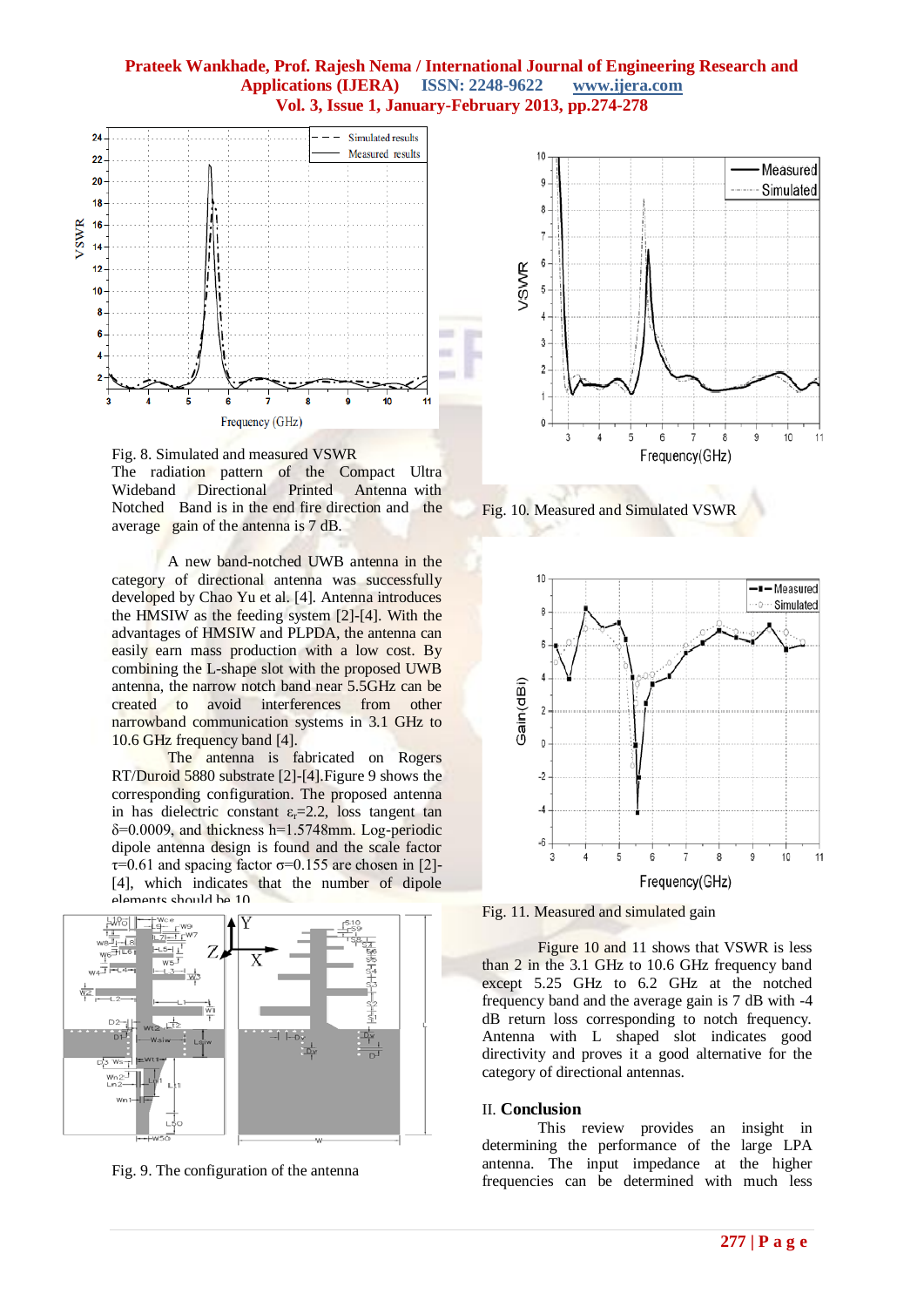Fig. 8. Simulated and measured VSWR

The radiation pattern of the Compact Ultra Wideband Directional Printed Antenna with Notched Band is in the end fire direction and the average gain of the antenna is 7 dB.

A new band-notched UWB antenna in the category of directional antenna was successfully developed by Chao Yu et al. [4]. Antenna introduces the HMSIW as the feeding system [2]-[4]. With the advantages of HMSIW and PLPDA, the antenna can easily earn mass production with a low cost. By combining the L-shape slot with the proposed UWB antenna, the narrow notch band near 5.5GHz can be created to avoid interferences from other narrowband communication systems in 3.1 GHz to 10.6 GHz frequency band [4].

The antenna is fabricated on Rogers RT/Duroid 5880 substrate [2]-[4].Figure 9 shows the corresponding configuration. The proposed antenna in has dielectric constant $\varepsilon_r$=2.2, loss tangent tan $\delta$=0.0009, and thickness h=1.5748mm. Log-periodic dipole antenna design is found and the scale factor $\tau$=0.61 and spacing factor $\sigma$=0.155 are chosen in [2]-[4], which indicates that the number of dipole elements should be 10.

Fig. 9. The configuration of the antenna

Fig. 10. Measured and Simulated VSWR

Fig. 11. Measured and simulated gain

Figure 10 and 11 shows that VSWR is less than 2 in the 3.1 GHz to 10.6 GHz frequency band except 5.25 GHz to 6.2 GHz at the notched frequency band and the average gain is 7 dB with -4 dB return loss corresponding to notch frequency. Antenna with L shaped slot indicates good directivity and proves it a good alternative for the category of directional antennas.

## II. Conclusion

This review provides an insight in determining the performance of the large LPA antenna. The input impedance at the higher frequencies can be determined with much less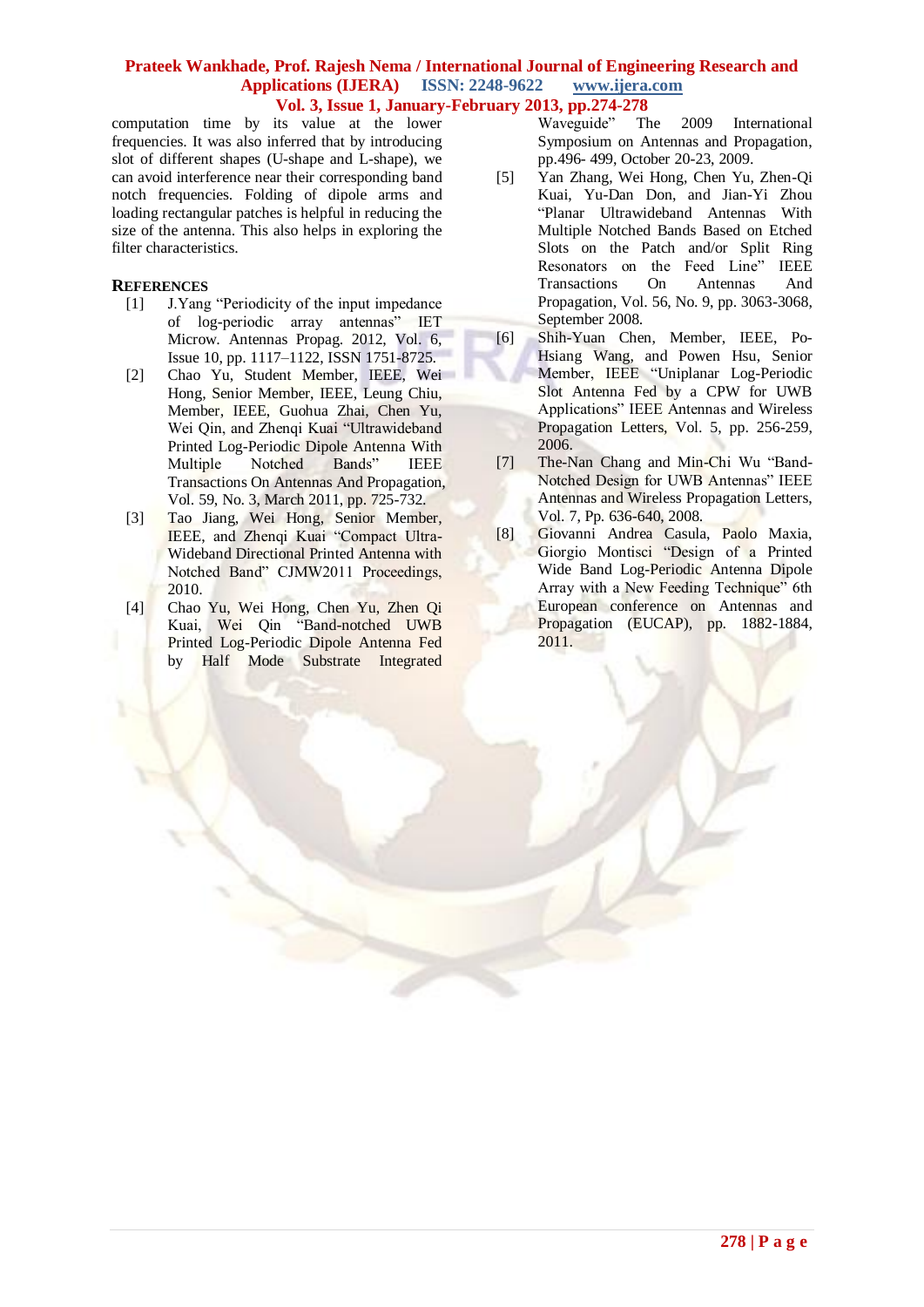computation time by its value at the lower frequencies. It was also inferred that by introducing slot of different shapes (U-shape and L-shape), we can avoid interference near their corresponding band notch frequencies. Folding of dipole arms and loading rectangular patches is helpful in reducing the size of the antenna. This also helps in exploring the filter characteristics.

## REFERENCES

[1] J.Yang "Periodicity of the input impedance of log-periodic array antennas" IET Microw. Antennas Propag. 2012, Vol. 6, Issue 10, pp. 1117–1122, ISSN 1751-8725.

[2] Chao Yu, Student Member, IEEE, Wei Hong, Senior Member, IEEE, Leung Chiu, Member, IEEE, Guohua Zhai, Chen Yu, Wei Qin, and Zhenqi Kuai "Ultrawideband Printed Log-Periodic Dipole Antenna With Multiple Notched Bands" IEEE Transactions On Antennas And Propagation, Vol. 59, No. 3, March 2011, pp. 725-732.

[3] Tao Jiang, Wei Hong, Senior Member, IEEE, and Zhenqi Kuai "Compact Ultra-Wideband Directional Printed Antenna with Notched Band" CJMW2011 Proceedings, 2010.

[4] Chao Yu, Wei Hong, Chen Yu, Zhen Qi Kuai, Wei Qin "Band-notched UWB Printed Log-Periodic Dipole Antenna Fed by Half Mode Substrate Integrated Waveguide" The 2009 International Symposium on Antennas and Propagation, pp.496- 499, October 20-23, 2009.

[5] Yan Zhang, Wei Hong, Chen Yu, Zhen-Qi Kuai, Yu-Dan Don, and Jian-Yi Zhou "Planar Ultrawideband Antennas With Multiple Notched Bands Based on Etched Slots on the Patch and/or Split Ring Resonators on the Feed Line" IEEE Transactions On Antennas And Propagation, Vol. 56, No. 9, pp. 3063-3068, September 2008.

[6] Shih-Yuan Chen, Member, IEEE, Po-Hsiang Wang, and Powen Hsu, Senior Member, IEEE "Uniplanar Log-Periodic Slot Antenna Fed by a CPW for UWB Applications" IEEE Antennas and Wireless Propagation Letters, Vol. 5, pp. 256-259, 2006.

[7] The-Nan Chang and Min-Chi Wu "Band-Notched Design for UWB Antennas" IEEE Antennas and Wireless Propagation Letters, Vol. 7, Pp. 636-640, 2008.

[8] Giovanni Andrea Casula, Paolo Maxia, Giorgio Montisci "Design of a Printed Wide Band Log-Periodic Antenna Dipole Array with a New Feeding Technique" 6th European conference on Antennas and Propagation (EUCAP), pp. 1882-1884, 2011.